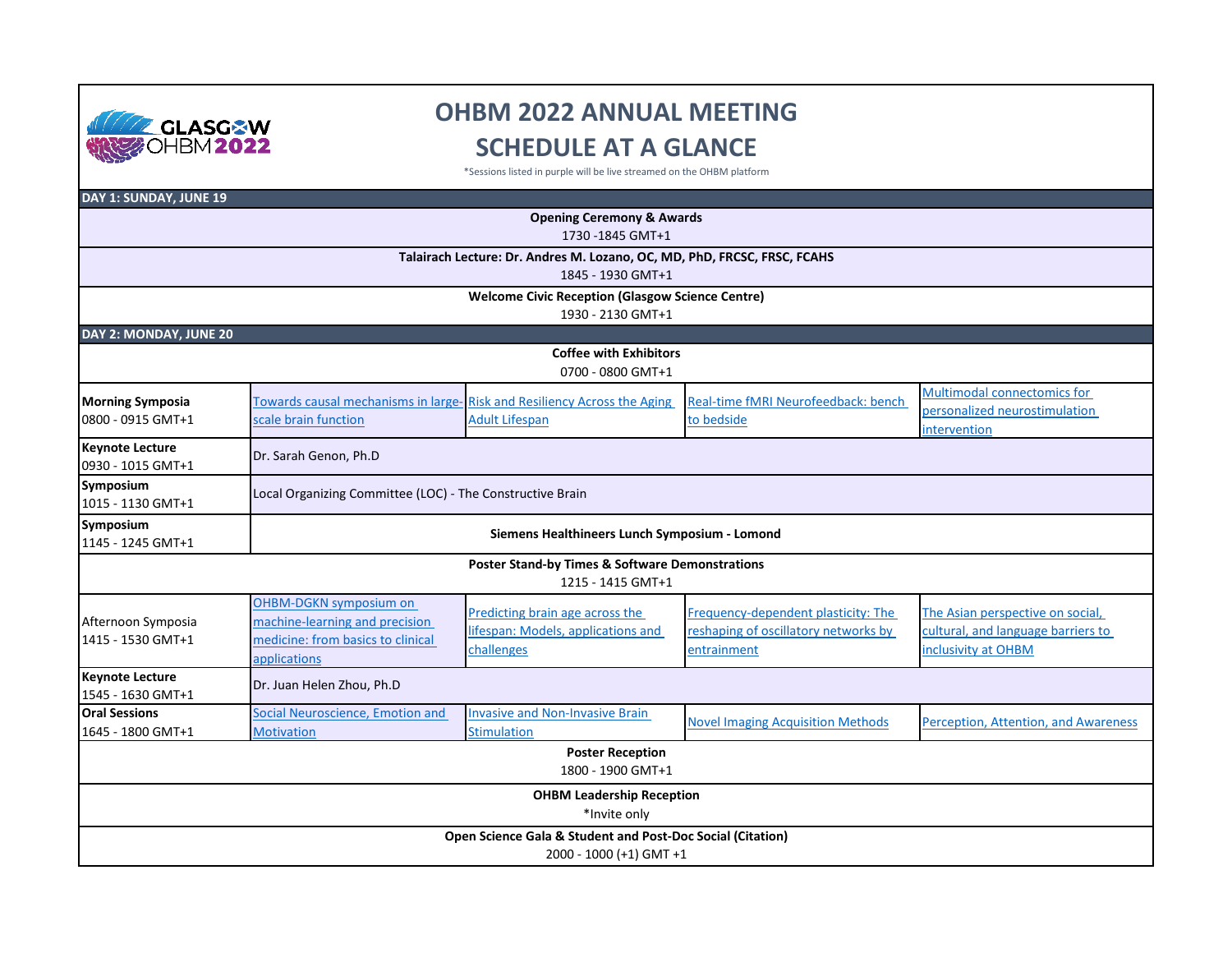# OHBM 2022 ANNUAL MEETING

# SCHEDULE AT A GLANCE

*Sessions listed in purple will be live streamed on the OHBM platform

## DAY 1: SUNDAY, JUNE 19

| | | | | |
|---|---|---|---|---|
| **Opening Ceremony & Awards**<br>1730 -1845 GMT+1 | | | | |
| **Talairach Lecture: Dr. Andres M. Lozano, OC, MD, PhD, FRCSC, FRSC, FCAHS**<br>1845 - 1930 GMT+1 | | | | |
| **Welcome Civic Reception (Glasgow Science Centre)**<br>1930 - 2130 GMT+1 | | | | |

## DAY 2: MONDAY, JUNE 20

| | | | | |
|---|---|---|---|---|
| **Coffee with Exhibitors**<br>0700 - 0800 GMT+1 | | | | |
| **Morning Symposia**<br>0800 - 0915 GMT+1 | Towards causal mechanisms in large-scale brain function | Risk and Resiliency Across the Aging Adult Lifespan | Real-time fMRI Neurofeedback: bench to bedside | Multimodal connectomics for personalized neurostimulation intervention |
| **Keynote Lecture**<br>0930 - 1015 GMT+1 | Dr. Sarah Genon, Ph.D | | | |
| **Symposium**<br>1015 - 1130 GMT+1 | Local Organizing Committee (LOC) - The Constructive Brain | | | |
| **Symposium**<br>1145 - 1245 GMT+1 | **Siemens Healthineers Lunch Symposium - Lomond** | | | |
| **Poster Stand-by Times & Software Demonstrations**<br>1215 - 1415 GMT+1 | | | | |
| Afternoon Symposia<br>1415 - 1530 GMT+1 | OHBM-DGKN symposium on machine-learning and precision medicine: from basics to clinical applications | Predicting brain age across the lifespan: Models, applications and challenges | Frequency-dependent plasticity: The reshaping of oscillatory networks by entrainment | The Asian perspective on social, cultural, and language barriers to inclusivity at OHBM |
| **Keynote Lecture**<br>1545 - 1630 GMT+1 | Dr. Juan Helen Zhou, Ph.D | | | |
| **Oral Sessions**<br>1645 - 1800 GMT+1 | Social Neuroscience, Emotion and Motivation | Invasive and Non-Invasive Brain Stimulation | Novel Imaging Acquisition Methods | Perception, Attention, and Awareness |
| **Poster Reception**<br>1800 - 1900 GMT+1 | | | | |
| **OHBM Leadership Reception**<br>*Invite only | | | | |
| **Open Science Gala & Student and Post-Doc Social (Citation)**<br>2000 - 1000 (+1) GMT +1 | | | | |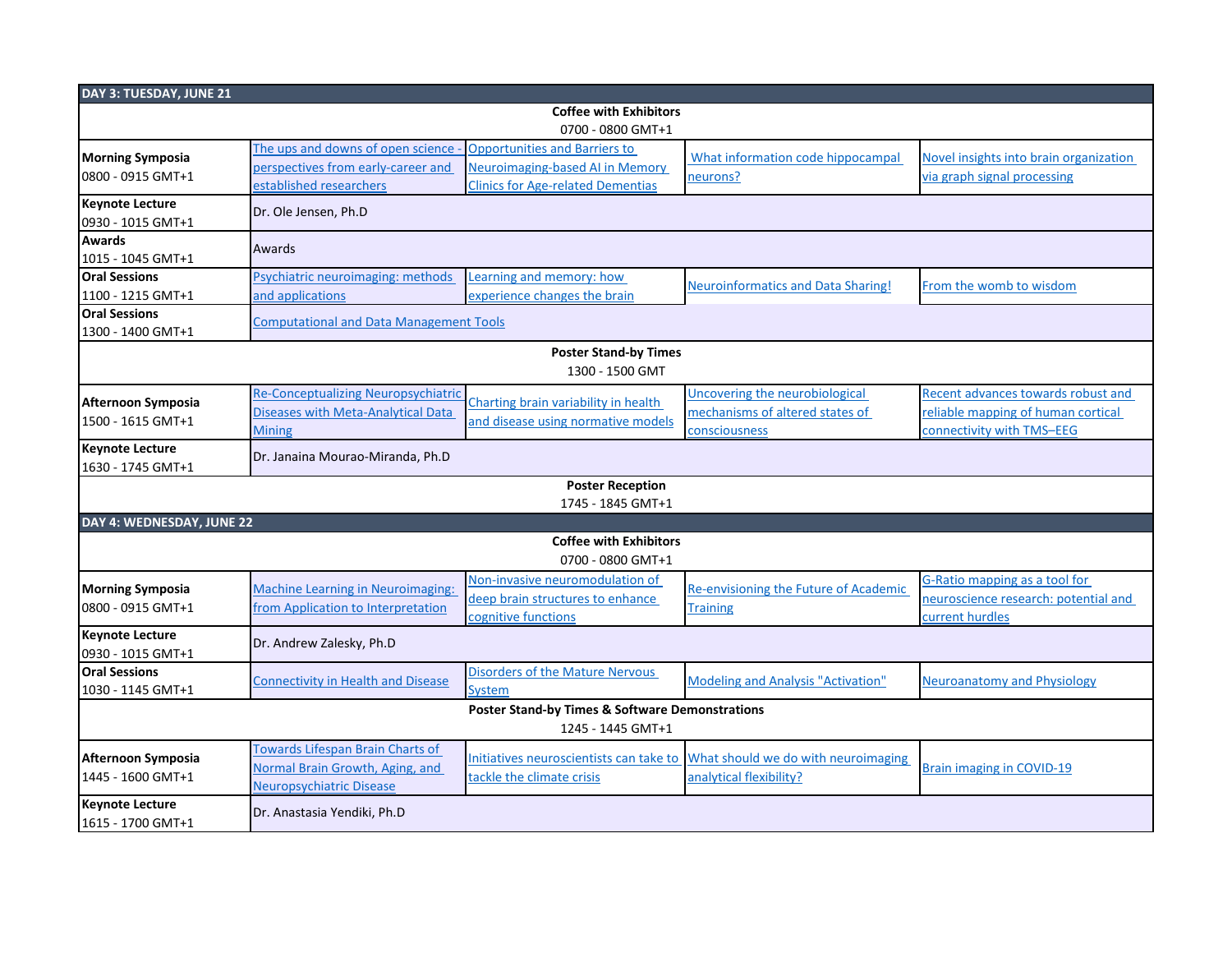| DAY 3: TUESDAY, JUNE 21 | | | | |
|---|---|---|---|---|
| **Coffee with Exhibitors** 0700 - 0800 GMT+1 | | | | |
| **Morning Symposia** 0800 - 0915 GMT+1 | The ups and downs of open science - perspectives from early-career and established researchers | Opportunities and Barriers to Neuroimaging-based AI in Memory Clinics for Age-related Dementias | What information code hippocampal neurons? | Novel insights into brain organization via graph signal processing |
| **Keynote Lecture** 0930 - 1015 GMT+1 | Dr. Ole Jensen, Ph.D | | | |
| **Awards** 1015 - 1045 GMT+1 | Awards | | | |
| **Oral Sessions** 1100 - 1215 GMT+1 | Psychiatric neuroimaging: methods and applications | Learning and memory: how experience changes the brain | Neuroinformatics and Data Sharing! | From the womb to wisdom |
| **Oral Sessions** 1300 - 1400 GMT+1 | Computational and Data Management Tools | | | |
| **Poster Stand-by Times** 1300 - 1500 GMT | | | | |
| **Afternoon Symposia** 1500 - 1615 GMT+1 | Re-Conceptualizing Neuropsychiatric Diseases with Meta-Analytical Data Mining | Charting brain variability in health and disease using normative models | Uncovering the neurobiological mechanisms of altered states of consciousness | Recent advances towards robust and reliable mapping of human cortical connectivity with TMS–EEG |
| **Keynote Lecture** 1630 - 1745 GMT+1 | Dr. Janaina Mourao-Miranda, Ph.D | | | |
| **Poster Reception** 1745 - 1845 GMT+1 | | | | |
| **DAY 4: WEDNESDAY, JUNE 22** | | | | |
| **Coffee with Exhibitors** 0700 - 0800 GMT+1 | | | | |
| **Morning Symposia** 0800 - 0915 GMT+1 | Machine Learning in Neuroimaging: from Application to Interpretation | Non-invasive neuromodulation of deep brain structures to enhance cognitive functions | Re-envisioning the Future of Academic Training | G-Ratio mapping as a tool for neuroscience research: potential and current hurdles |
| **Keynote Lecture** 0930 - 1015 GMT+1 | Dr. Andrew Zalesky, Ph.D | | | |
| **Oral Sessions** 1030 - 1145 GMT+1 | Connectivity in Health and Disease | Disorders of the Mature Nervous System | Modeling and Analysis "Activation" | Neuroanatomy and Physiology |
| **Poster Stand-by Times & Software Demonstrations** 1245 - 1445 GMT+1 | | | | |
| **Afternoon Symposia** 1445 - 1600 GMT+1 | Towards Lifespan Brain Charts of Normal Brain Growth, Aging, and Neuropsychiatric Disease | Initiatives neuroscientists can take to tackle the climate crisis | What should we do with neuroimaging analytical flexibility? | Brain imaging in COVID-19 |
| **Keynote Lecture** 1615 - 1700 GMT+1 | Dr. Anastasia Yendiki, Ph.D | | | |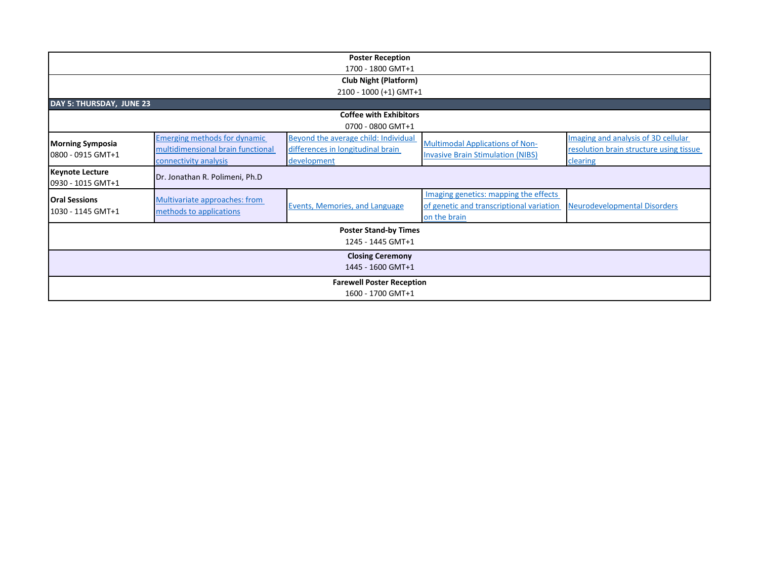| | | | | |
|---|---|---|---|---|
| **Poster Reception**<br>1700 - 1800 GMT+1 | | | | |
| **Club Night (Platform)**<br>2100 - 1000 (+1) GMT+1 | | | | |
| **DAY 5: THURSDAY, JUNE 23** | | | | |
| **Coffee with Exhibitors**<br>0700 - 0800 GMT+1 | | | | |
| **Morning Symposia**<br>0800 - 0915 GMT+1 | Emerging methods for dynamic multidimensional brain functional connectivity analysis | Beyond the average child: Individual differences in longitudinal brain development | Multimodal Applications of Non-Invasive Brain Stimulation (NIBS) | Imaging and analysis of 3D cellular resolution brain structure using tissue clearing |
| **Keynote Lecture**<br>0930 - 1015 GMT+1 | Dr. Jonathan R. Polimeni, Ph.D | | | |
| **Oral Sessions**<br>1030 - 1145 GMT+1 | Multivariate approaches: from methods to applications | Events, Memories, and Language | Imaging genetics: mapping the effects of genetic and transcriptional variation on the brain | Neurodevelopmental Disorders |
| **Poster Stand-by Times**<br>1245 - 1445 GMT+1 | | | | |
| **Closing Ceremony**<br>1445 - 1600 GMT+1 | | | | |
| **Farewell Poster Reception**<br>1600 - 1700 GMT+1 | | | | |